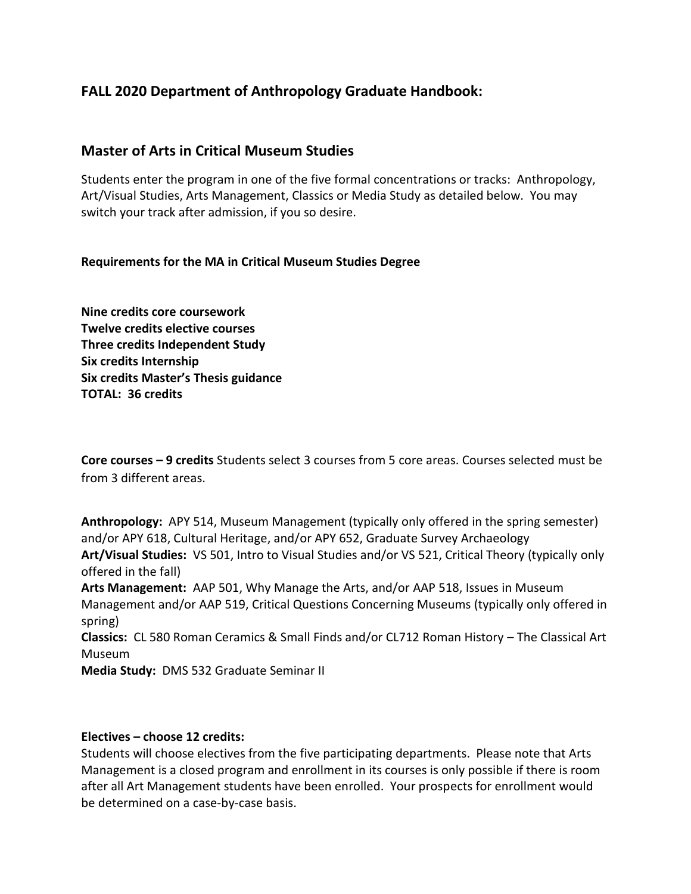## FALL 2020 Department of Anthropology Graduate Handbook:

## Master of Arts in Critical Museum Studies

Students enter the program in one of the five formal concentrations or tracks: Anthropology, Art/Visual Studies, Arts Management, Classics or Media Study as detailed below. You may switch your track after admission, if you so desire.

**Requirements for the MA in Critical Museum Studies Degree**

**Nine credits core coursework**
**Twelve credits elective courses**
**Three credits Independent Study**
**Six credits Internship**
**Six credits Master's Thesis guidance**
**TOTAL: 36 credits**

**Core courses – 9 credits** Students select 3 courses from 5 core areas. Courses selected must be from 3 different areas.

**Anthropology:** APY 514, Museum Management (typically only offered in the spring semester) and/or APY 618, Cultural Heritage, and/or APY 652, Graduate Survey Archaeology
**Art/Visual Studies:** VS 501, Intro to Visual Studies and/or VS 521, Critical Theory (typically only offered in the fall)
**Arts Management:** AAP 501, Why Manage the Arts, and/or AAP 518, Issues in Museum Management and/or AAP 519, Critical Questions Concerning Museums (typically only offered in spring)
**Classics:** CL 580 Roman Ceramics & Small Finds and/or CL712 Roman History – The Classical Art Museum
**Media Study:** DMS 532 Graduate Seminar II

**Electives – choose 12 credits:**
Students will choose electives from the five participating departments. Please note that Arts Management is a closed program and enrollment in its courses is only possible if there is room after all Art Management students have been enrolled. Your prospects for enrollment would be determined on a case-by-case basis.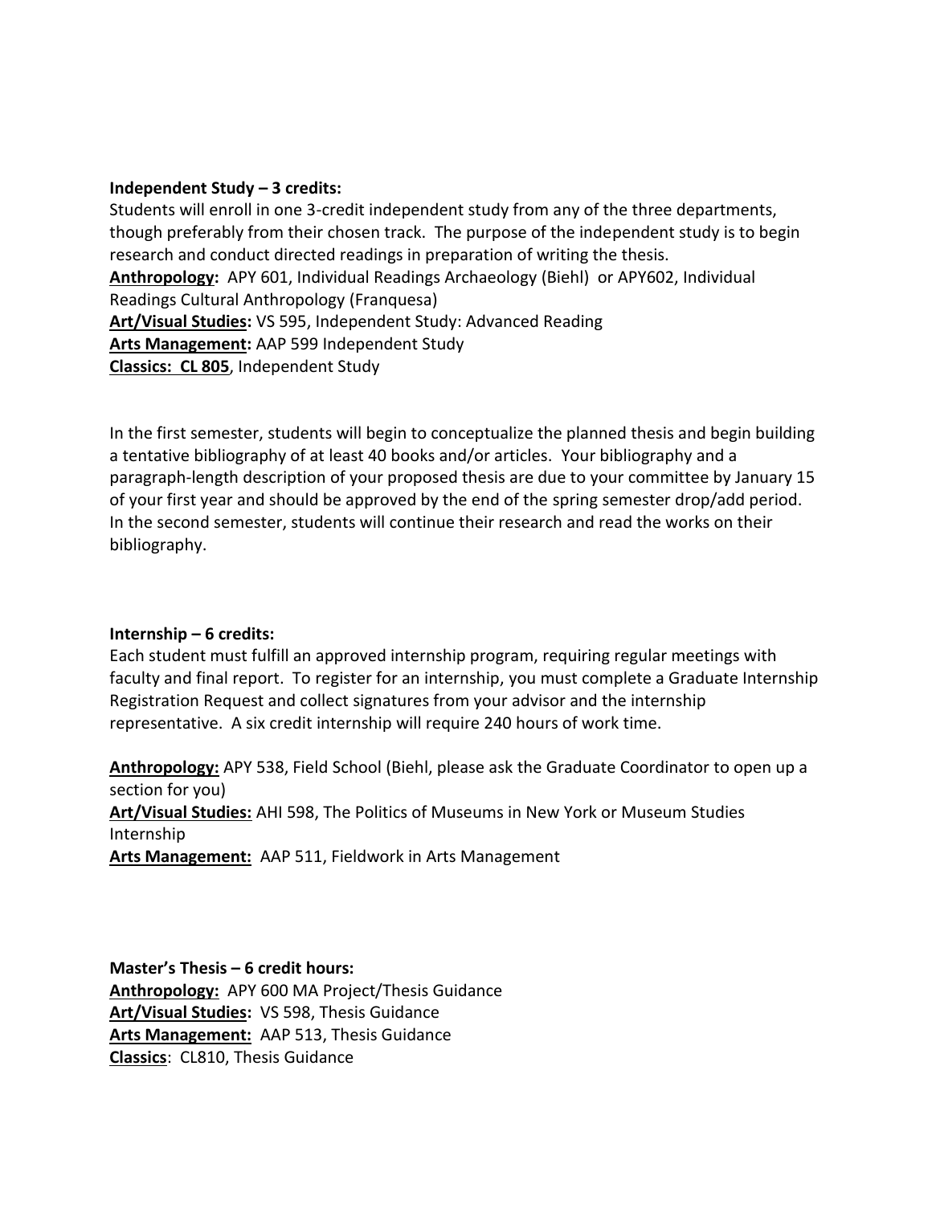**Independent Study – 3 credits:**
Students will enroll in one 3-credit independent study from any of the three departments, though preferably from their chosen track. The purpose of the independent study is to begin research and conduct directed readings in preparation of writing the thesis.
**Anthropology:** APY 601, Individual Readings Archaeology (Biehl) or APY602, Individual Readings Cultural Anthropology (Franquesa)
**Art/Visual Studies:** VS 595, Independent Study: Advanced Reading
**Arts Management:** AAP 599 Independent Study
**Classics: CL 805**, Independent Study

In the first semester, students will begin to conceptualize the planned thesis and begin building a tentative bibliography of at least 40 books and/or articles. Your bibliography and a paragraph-length description of your proposed thesis are due to your committee by January 15 of your first year and should be approved by the end of the spring semester drop/add period. In the second semester, students will continue their research and read the works on their bibliography.

**Internship – 6 credits:**
Each student must fulfill an approved internship program, requiring regular meetings with faculty and final report. To register for an internship, you must complete a Graduate Internship Registration Request and collect signatures from your advisor and the internship representative. A six credit internship will require 240 hours of work time.

**Anthropology:** APY 538, Field School (Biehl, please ask the Graduate Coordinator to open up a section for you)
**Art/Visual Studies:** AHI 598, The Politics of Museums in New York or Museum Studies Internship
**Arts Management:** AAP 511, Fieldwork in Arts Management

**Master's Thesis – 6 credit hours:**
**Anthropology:** APY 600 MA Project/Thesis Guidance
**Art/Visual Studies:** VS 598, Thesis Guidance
**Arts Management:** AAP 513, Thesis Guidance
**Classics**: CL810, Thesis Guidance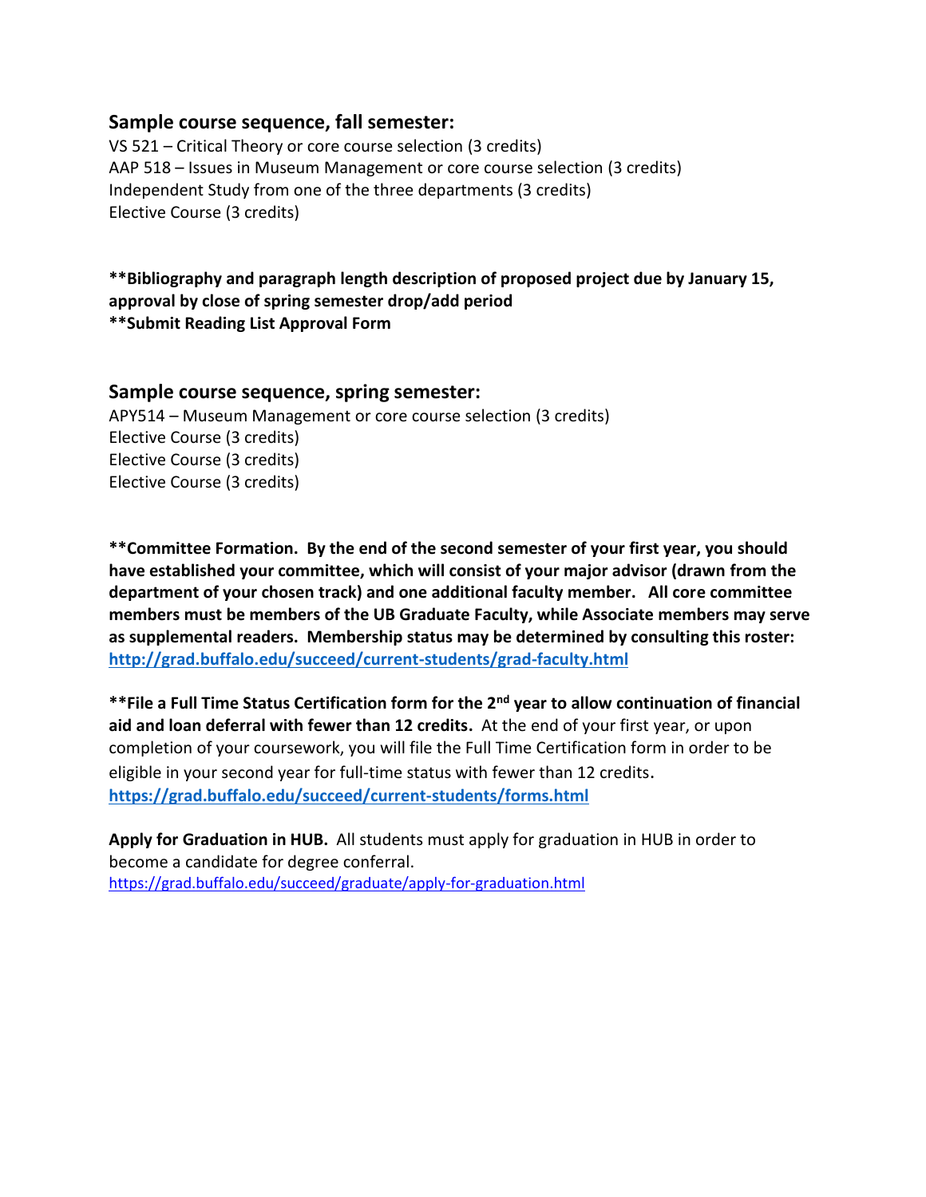## Sample course sequence, fall semester:

VS 521 – Critical Theory or core course selection (3 credits)
AAP 518 – Issues in Museum Management or core course selection (3 credits)
Independent Study from one of the three departments (3 credits)
Elective Course (3 credits)

**\*\*Bibliography and paragraph length description of proposed project due by January 15, approval by close of spring semester drop/add period**
**\*\*Submit Reading List Approval Form**

## Sample course sequence, spring semester:

APY514 – Museum Management or core course selection (3 credits)
Elective Course (3 credits)
Elective Course (3 credits)
Elective Course (3 credits)

**\*\*Committee Formation. By the end of the second semester of your first year, you should have established your committee, which will consist of your major advisor (drawn from the department of your chosen track) and one additional faculty member. All core committee members must be members of the UB Graduate Faculty, while Associate members may serve as supplemental readers. Membership status may be determined by consulting this roster: [http://grad.buffalo.edu/succeed/current-students/grad-faculty.html](http://grad.buffalo.edu/succeed/current-students/grad-faculty.html)**

**\*\*File a Full Time Status Certification form for the 2nd year to allow continuation of financial aid and loan deferral with fewer than 12 credits.** At the end of your first year, or upon completion of your coursework, you will file the Full Time Certification form in order to be eligible in your second year for full-time status with fewer than 12 credits. **[https://grad.buffalo.edu/succeed/current-students/forms.html](https://grad.buffalo.edu/succeed/current-students/forms.html)**

**Apply for Graduation in HUB.** All students must apply for graduation in HUB in order to become a candidate for degree conferral.
[https://grad.buffalo.edu/succeed/graduate/apply-for-graduation.html](https://grad.buffalo.edu/succeed/graduate/apply-for-graduation.html)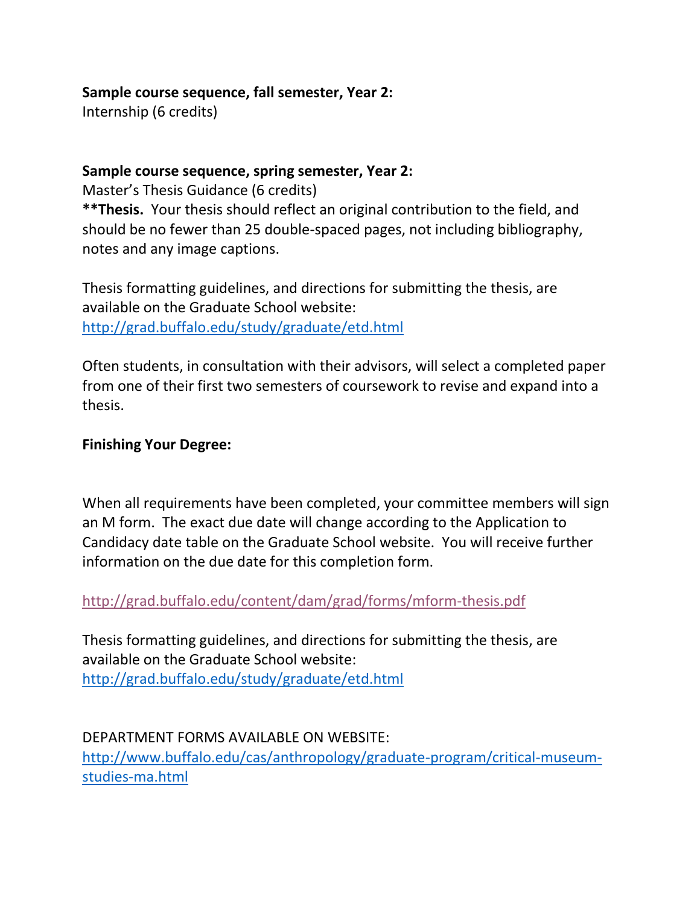**Sample course sequence, fall semester, Year 2:**
Internship (6 credits)

**Sample course sequence, spring semester, Year 2:**
Master's Thesis Guidance (6 credits)
**\*\*Thesis.** Your thesis should reflect an original contribution to the field, and should be no fewer than 25 double-spaced pages, not including bibliography, notes and any image captions.

Thesis formatting guidelines, and directions for submitting the thesis, are available on the Graduate School website:
http://grad.buffalo.edu/study/graduate/etd.html

Often students, in consultation with their advisors, will select a completed paper from one of their first two semesters of coursework to revise and expand into a thesis.

**Finishing Your Degree:**

When all requirements have been completed, your committee members will sign an M form. The exact due date will change according to the Application to Candidacy date table on the Graduate School website. You will receive further information on the due date for this completion form.

http://grad.buffalo.edu/content/dam/grad/forms/mform-thesis.pdf

Thesis formatting guidelines, and directions for submitting the thesis, are available on the Graduate School website:
http://grad.buffalo.edu/study/graduate/etd.html

DEPARTMENT FORMS AVAILABLE ON WEBSITE:
http://www.buffalo.edu/cas/anthropology/graduate-program/critical-museum-studies-ma.html